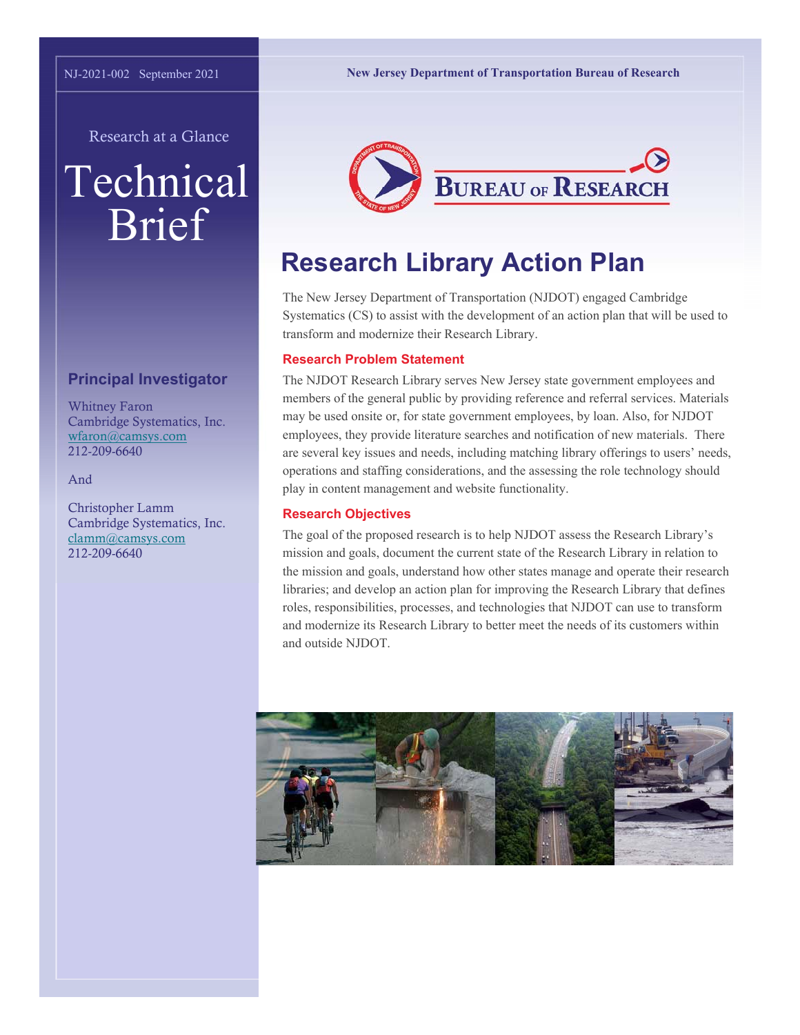NJ-2021-002 September 2021

New Jersey Department of Transportation Bureau of Research

Research at a Glance

# Technical Brief

## Principal Investigator

Whitney Faron
Cambridge Systematics, Inc.
wfaron@camsys.com
212-209-6640

And

Christopher Lamm
Cambridge Systematics, Inc.
clamm@camsys.com
212-209-6640

# Research Library Action Plan

The New Jersey Department of Transportation (NJDOT) engaged Cambridge Systematics (CS) to assist with the development of an action plan that will be used to transform and modernize their Research Library.

### Research Problem Statement

The NJDOT Research Library serves New Jersey state government employees and members of the general public by providing reference and referral services. Materials may be used onsite or, for state government employees, by loan. Also, for NJDOT employees, they provide literature searches and notification of new materials. There are several key issues and needs, including matching library offerings to users' needs, operations and staffing considerations, and the assessing the role technology should play in content management and website functionality.

### Research Objectives

The goal of the proposed research is to help NJDOT assess the Research Library's mission and goals, document the current state of the Research Library in relation to the mission and goals, understand how other states manage and operate their research libraries; and develop an action plan for improving the Research Library that defines roles, responsibilities, processes, and technologies that NJDOT can use to transform and modernize its Research Library to better meet the needs of its customers within and outside NJDOT.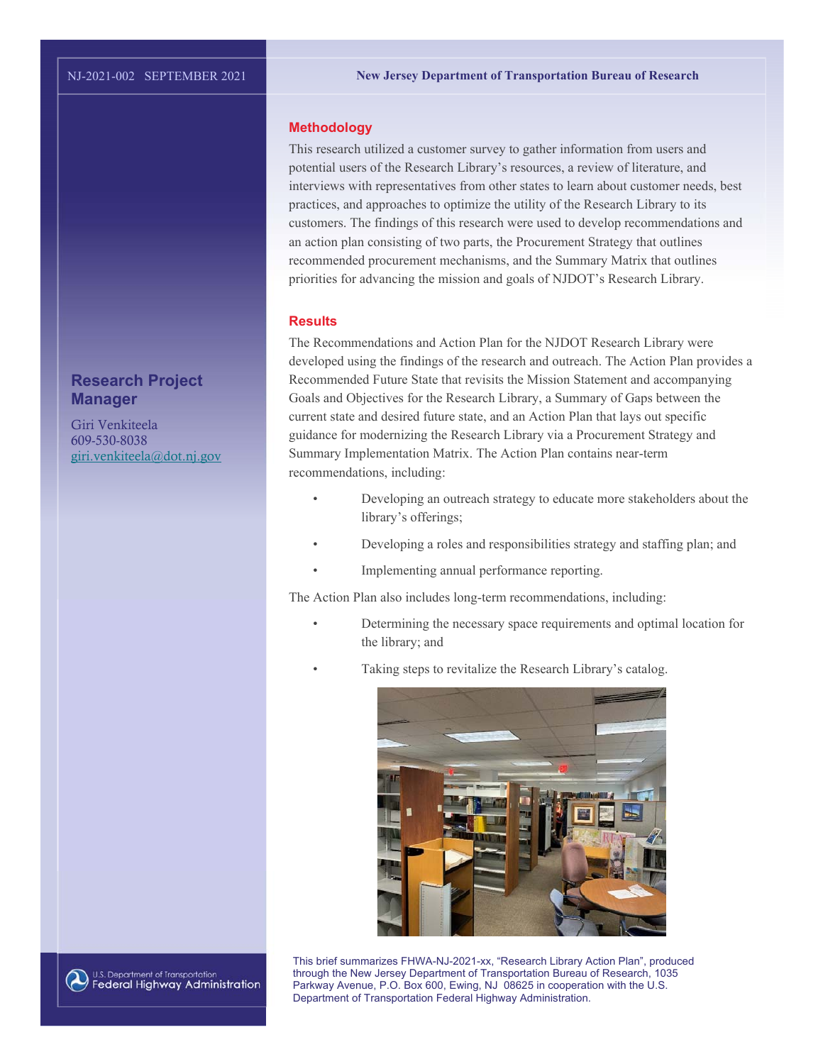## Methodology

This research utilized a customer survey to gather information from users and potential users of the Research Library's resources, a review of literature, and interviews with representatives from other states to learn about customer needs, best practices, and approaches to optimize the utility of the Research Library to its customers. The findings of this research were used to develop recommendations and an action plan consisting of two parts, the Procurement Strategy that outlines recommended procurement mechanisms, and the Summary Matrix that outlines priorities for advancing the mission and goals of NJDOT's Research Library.

## Results

The Recommendations and Action Plan for the NJDOT Research Library were developed using the findings of the research and outreach. The Action Plan provides a Recommended Future State that revisits the Mission Statement and accompanying Goals and Objectives for the Research Library, a Summary of Gaps between the current state and desired future state, and an Action Plan that lays out specific guidance for modernizing the Research Library via a Procurement Strategy and Summary Implementation Matrix. The Action Plan contains near-term recommendations, including:

- Developing an outreach strategy to educate more stakeholders about the library's offerings;
- Developing a roles and responsibilities strategy and staffing plan; and
- Implementing annual performance reporting.

The Action Plan also includes long-term recommendations, including:

- Determining the necessary space requirements and optimal location for the library; and
- Taking steps to revitalize the Research Library's catalog.

### Research Project Manager

Giri Venkiteela
609-530-8038
giri.venkiteela@dot.nj.gov

This brief summarizes FHWA-NJ-2021-xx, "Research Library Action Plan", produced through the New Jersey Department of Transportation Bureau of Research, 1035 Parkway Avenue, P.O. Box 600, Ewing, NJ 08625 in cooperation with the U.S. Department of Transportation Federal Highway Administration.